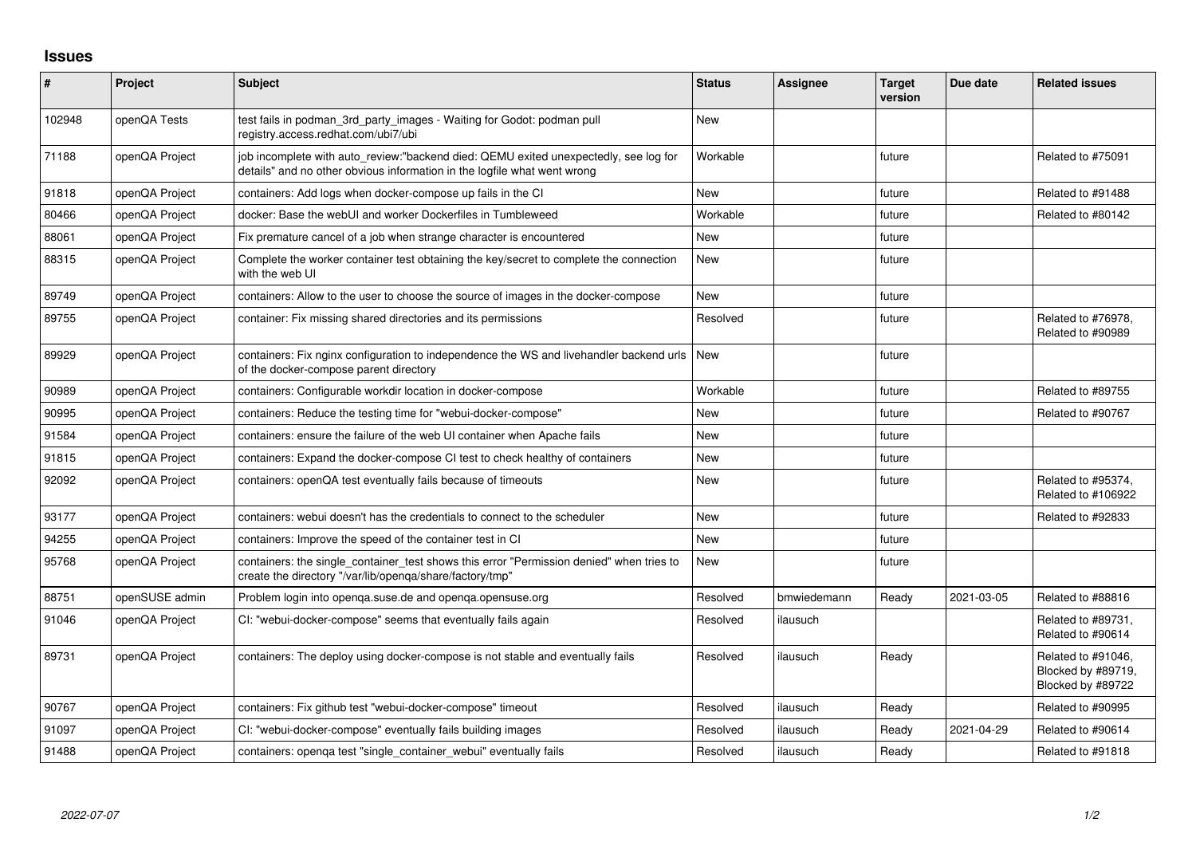# Issues

| # | Project | Subject | Status | Assignee | Target version | Due date | Related issues |
|---|---|---|---|---|---|---|---|
| 102948 | openQA Tests | test fails in podman_3rd_party_images - Waiting for Godot: podman pull registry.access.redhat.com/ubi7/ubi | New | | | | |
| 71188 | openQA Project | job incomplete with auto_review:"backend died: QEMU exited unexpectedly, see log for details" and no other obvious information in the logfile what went wrong | Workable | | future | | Related to #75091 |
| 91818 | openQA Project | containers: Add logs when docker-compose up fails in the CI | New | | future | | Related to #91488 |
| 80466 | openQA Project | docker: Base the webUI and worker Dockerfiles in Tumbleweed | Workable | | future | | Related to #80142 |
| 88061 | openQA Project | Fix premature cancel of a job when strange character is encountered | New | | future | | |
| 88315 | openQA Project | Complete the worker container test obtaining the key/secret to complete the connection with the web UI | New | | future | | |
| 89749 | openQA Project | containers: Allow to the user to choose the source of images in the docker-compose | New | | future | | |
| 89755 | openQA Project | container: Fix missing shared directories and its permissions | Resolved | | future | | Related to #76978, Related to #90989 |
| 89929 | openQA Project | containers: Fix nginx configuration to independence the WS and livehandler backend urls of the docker-compose parent directory | New | | future | | |
| 90989 | openQA Project | containers: Configurable workdir location in docker-compose | Workable | | future | | Related to #89755 |
| 90995 | openQA Project | containers: Reduce the testing time for "webui-docker-compose" | New | | future | | Related to #90767 |
| 91584 | openQA Project | containers: ensure the failure of the web UI container when Apache fails | New | | future | | |
| 91815 | openQA Project | containers: Expand the docker-compose CI test to check healthy of containers | New | | future | | |
| 92092 | openQA Project | containers: openQA test eventually fails because of timeouts | New | | future | | Related to #95374, Related to #106922 |
| 93177 | openQA Project | containers: webui doesn't has the credentials to connect to the scheduler | New | | future | | Related to #92833 |
| 94255 | openQA Project | containers: Improve the speed of the container test in CI | New | | future | | |
| 95768 | openQA Project | containers: the single_container_test shows this error "Permission denied" when tries to create the directory "/var/lib/openqa/share/factory/tmp" | New | | future | | |
| 88751 | openSUSE admin | Problem login into openqa.suse.de and openqa.opensuse.org | Resolved | bmwiedemann | Ready | 2021-03-05 | Related to #88816 |
| 91046 | openQA Project | CI: "webui-docker-compose" seems that eventually fails again | Resolved | ilausuch | | | Related to #89731, Related to #90614 |
| 89731 | openQA Project | containers: The deploy using docker-compose is not stable and eventually fails | Resolved | ilausuch | Ready | | Related to #91046, Blocked by #89719, Blocked by #89722 |
| 90767 | openQA Project | containers: Fix github test "webui-docker-compose" timeout | Resolved | ilausuch | Ready | | Related to #90995 |
| 91097 | openQA Project | CI: "webui-docker-compose" eventually fails building images | Resolved | ilausuch | Ready | 2021-04-29 | Related to #90614 |
| 91488 | openQA Project | containers: openqa test "single_container_webui" eventually fails | Resolved | ilausuch | Ready | | Related to #91818 |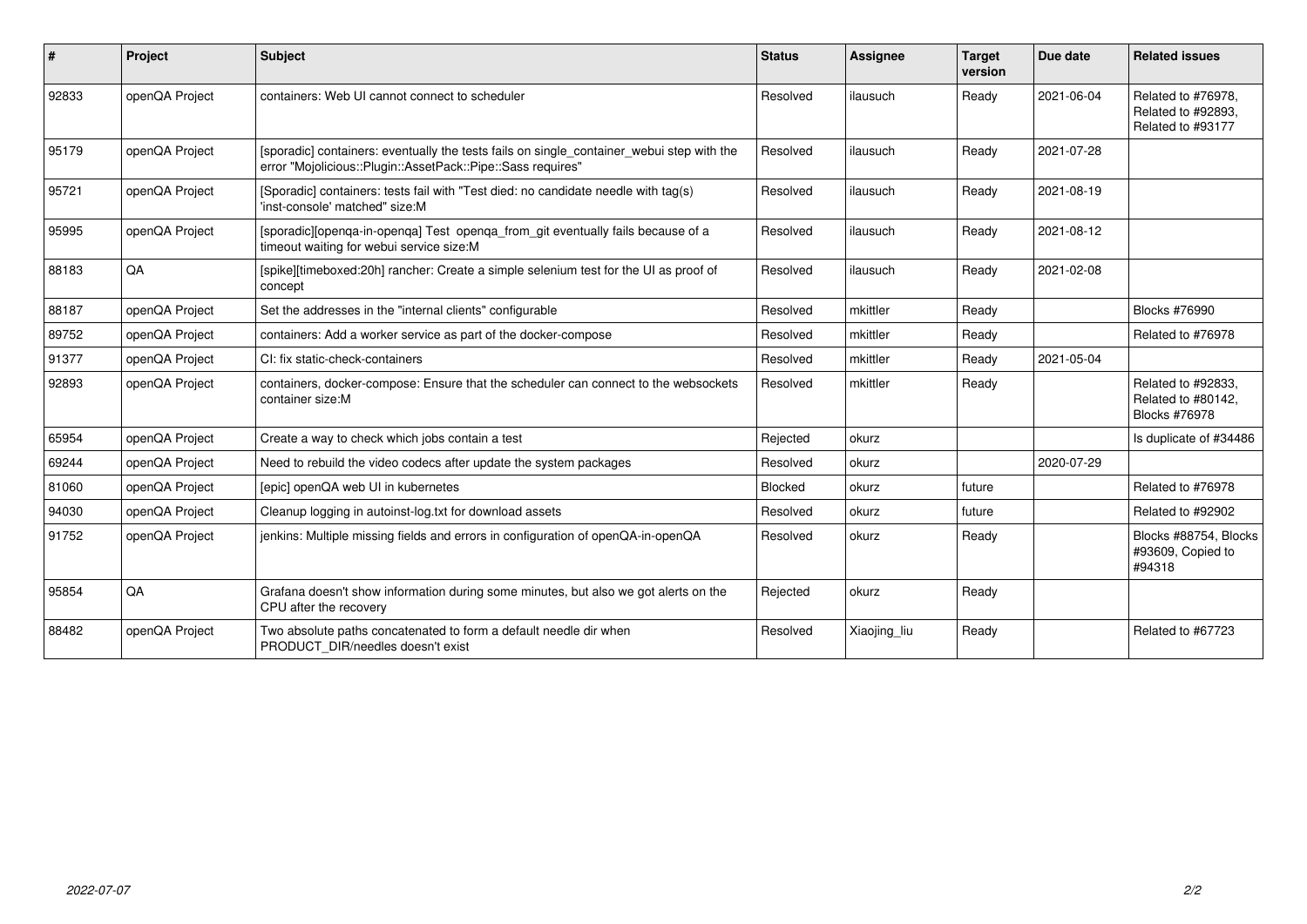| # | Project | Subject | Status | Assignee | Target version | Due date | Related issues |
|---|---|---|---|---|---|---|---|
| 92833 | openQA Project | containers: Web UI cannot connect to scheduler | Resolved | ilausuch | Ready | 2021-06-04 | Related to #76978, Related to #92893, Related to #93177 |
| 95179 | openQA Project | [sporadic] containers: eventually the tests fails on single_container_webui step with the error "Mojolicious::Plugin::AssetPack::Pipe::Sass requires" | Resolved | ilausuch | Ready | 2021-07-28 | |
| 95721 | openQA Project | [Sporadic] containers: tests fail with "Test died: no candidate needle with tag(s) 'inst-console' matched" size:M | Resolved | ilausuch | Ready | 2021-08-19 | |
| 95995 | openQA Project | [sporadic][openqa-in-openqa] Test openqa_from_git eventually fails because of a timeout waiting for webui service size:M | Resolved | ilausuch | Ready | 2021-08-12 | |
| 88183 | QA | [spike][timeboxed:20h] rancher: Create a simple selenium test for the UI as proof of concept | Resolved | ilausuch | Ready | 2021-02-08 | |
| 88187 | openQA Project | Set the addresses in the "internal clients" configurable | Resolved | mkittler | Ready | | Blocks #76990 |
| 89752 | openQA Project | containers: Add a worker service as part of the docker-compose | Resolved | mkittler | Ready | | Related to #76978 |
| 91377 | openQA Project | CI: fix static-check-containers | Resolved | mkittler | Ready | 2021-05-04 | |
| 92893 | openQA Project | containers, docker-compose: Ensure that the scheduler can connect to the websockets container size:M | Resolved | mkittler | Ready | | Related to #92833, Related to #80142, Blocks #76978 |
| 65954 | openQA Project | Create a way to check which jobs contain a test | Rejected | okurz | | | Is duplicate of #34486 |
| 69244 | openQA Project | Need to rebuild the video codecs after update the system packages | Resolved | okurz | | 2020-07-29 | |
| 81060 | openQA Project | [epic] openQA web UI in kubernetes | Blocked | okurz | future | | Related to #76978 |
| 94030 | openQA Project | Cleanup logging in autoinst-log.txt for download assets | Resolved | okurz | future | | Related to #92902 |
| 91752 | openQA Project | jenkins: Multiple missing fields and errors in configuration of openQA-in-openQA | Resolved | okurz | Ready | | Blocks #88754, Blocks #93609, Copied to #94318 |
| 95854 | QA | Grafana doesn't show information during some minutes, but also we got alerts on the CPU after the recovery | Rejected | okurz | Ready | | |
| 88482 | openQA Project | Two absolute paths concatenated to form a default needle dir when PRODUCT_DIR/needles doesn't exist | Resolved | Xiaojing_liu | Ready | | Related to #67723 |